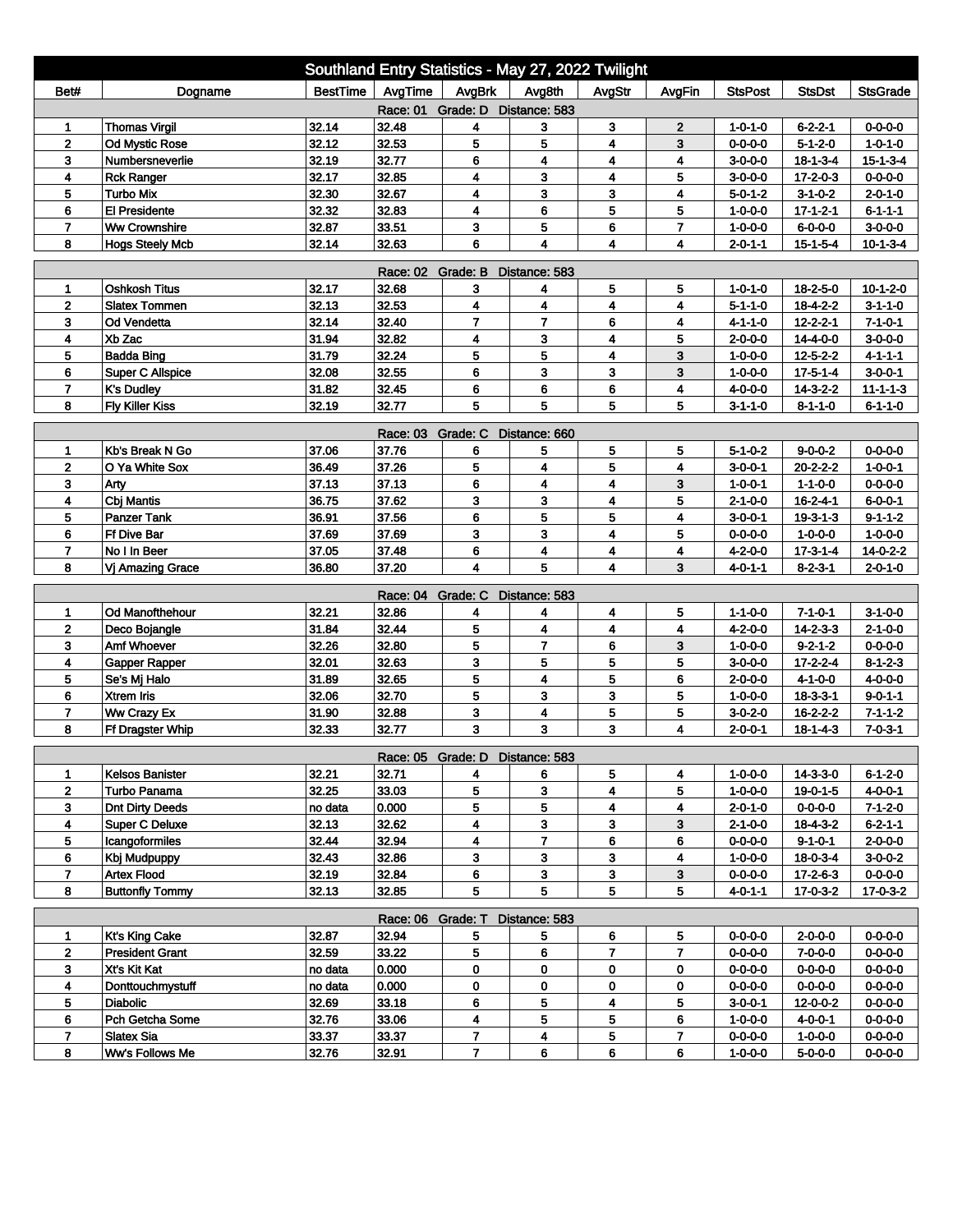# Southland Entry Statistics - May 27, 2022 Twilight

| Bet# | Dogname | BestTime | AvgTime | AvgBrk | Avg8th | AvgStr | AvgFin | StsPost | StsDst | StsGrade |
|---|---|---|---|---|---|---|---|---|---|---|
| Race: 01 Grade: D Distance: 583 | | | | | | | | | | |
| 1 | Thomas Virgil | 32.14 | 32.48 | 4 | 3 | 3 | 2 | 1-0-1-0 | 6-2-2-1 | 0-0-0-0 |
| 2 | Od Mystic Rose | 32.12 | 32.53 | 5 | 5 | 4 | 3 | 0-0-0-0 | 5-1-2-0 | 1-0-1-0 |
| 3 | Numbersneverlie | 32.19 | 32.77 | 6 | 4 | 4 | 4 | 3-0-0-0 | 18-1-3-4 | 15-1-3-4 |
| 4 | Rck Ranger | 32.17 | 32.85 | 4 | 3 | 4 | 5 | 3-0-0-0 | 17-2-0-3 | 0-0-0-0 |
| 5 | Turbo Mix | 32.30 | 32.67 | 4 | 3 | 3 | 4 | 5-0-1-2 | 3-1-0-2 | 2-0-1-0 |
| 6 | El Presidente | 32.32 | 32.83 | 4 | 6 | 5 | 5 | 1-0-0-0 | 17-1-2-1 | 6-1-1-1 |
| 7 | Ww Crownshire | 32.87 | 33.51 | 3 | 5 | 6 | 7 | 1-0-0-0 | 6-0-0-0 | 3-0-0-0 |
| 8 | Hogs Steely Mcb | 32.14 | 32.63 | 6 | 4 | 4 | 4 | 2-0-1-1 | 15-1-5-4 | 10-1-3-4 |
| Race: 02 Grade: B Distance: 583 | | | | | | | | | | |
| 1 | Oshkosh Titus | 32.17 | 32.68 | 3 | 4 | 5 | 5 | 1-0-1-0 | 18-2-5-0 | 10-1-2-0 |
| 2 | Slatex Tommen | 32.13 | 32.53 | 4 | 4 | 4 | 4 | 5-1-1-0 | 18-4-2-2 | 3-1-1-0 |
| 3 | Od Vendetta | 32.14 | 32.40 | 7 | 7 | 6 | 4 | 4-1-1-0 | 12-2-2-1 | 7-1-0-1 |
| 4 | Xb Zac | 31.94 | 32.82 | 4 | 3 | 4 | 5 | 2-0-0-0 | 14-4-0-0 | 3-0-0-0 |
| 5 | Badda Bing | 31.79 | 32.24 | 5 | 5 | 4 | 3 | 1-0-0-0 | 12-5-2-2 | 4-1-1-1 |
| 6 | Super C Allspice | 32.08 | 32.55 | 6 | 3 | 3 | 3 | 1-0-0-0 | 17-5-1-4 | 3-0-0-1 |
| 7 | K's Dudley | 31.82 | 32.45 | 6 | 6 | 6 | 4 | 4-0-0-0 | 14-3-2-2 | 11-1-1-3 |
| 8 | Fly Killer Kiss | 32.19 | 32.77 | 5 | 5 | 5 | 5 | 3-1-1-0 | 8-1-1-0 | 6-1-1-0 |
| Race: 03 Grade: C Distance: 660 | | | | | | | | | | |
| 1 | Kb's Break N Go | 37.06 | 37.76 | 6 | 5 | 5 | 5 | 5-1-0-2 | 9-0-0-2 | 0-0-0-0 |
| 2 | O Ya White Sox | 36.49 | 37.26 | 5 | 4 | 5 | 4 | 3-0-0-1 | 20-2-2-2 | 1-0-0-1 |
| 3 | Arty | 37.13 | 37.13 | 6 | 4 | 4 | 3 | 1-0-0-1 | 1-1-0-0 | 0-0-0-0 |
| 4 | Cbj Mantis | 36.75 | 37.62 | 3 | 3 | 4 | 5 | 2-1-0-0 | 16-2-4-1 | 6-0-0-1 |
| 5 | Panzer Tank | 36.91 | 37.56 | 6 | 5 | 5 | 4 | 3-0-0-1 | 19-3-1-3 | 9-1-1-2 |
| 6 | Ff Dive Bar | 37.69 | 37.69 | 3 | 3 | 4 | 5 | 0-0-0-0 | 1-0-0-0 | 1-0-0-0 |
| 7 | No I In Beer | 37.05 | 37.48 | 6 | 4 | 4 | 4 | 4-2-0-0 | 17-3-1-4 | 14-0-2-2 |
| 8 | Vj Amazing Grace | 36.80 | 37.20 | 4 | 5 | 4 | 3 | 4-0-1-1 | 8-2-3-1 | 2-0-1-0 |
| Race: 04 Grade: C Distance: 583 | | | | | | | | | | |
| 1 | Od Manofthehour | 32.21 | 32.86 | 4 | 4 | 4 | 5 | 1-1-0-0 | 7-1-0-1 | 3-1-0-0 |
| 2 | Deco Bojangle | 31.84 | 32.44 | 5 | 4 | 4 | 4 | 4-2-0-0 | 14-2-3-3 | 2-1-0-0 |
| 3 | Amf Whoever | 32.26 | 32.80 | 5 | 7 | 6 | 3 | 1-0-0-0 | 9-2-1-2 | 0-0-0-0 |
| 4 | Gapper Rapper | 32.01 | 32.63 | 3 | 5 | 5 | 5 | 3-0-0-0 | 17-2-2-4 | 8-1-2-3 |
| 5 | Se's Mj Halo | 31.89 | 32.65 | 5 | 4 | 5 | 6 | 2-0-0-0 | 4-1-0-0 | 4-0-0-0 |
| 6 | Xtrem Iris | 32.06 | 32.70 | 5 | 3 | 3 | 5 | 1-0-0-0 | 18-3-3-1 | 9-0-1-1 |
| 7 | Ww Crazy Ex | 31.90 | 32.88 | 3 | 4 | 5 | 5 | 3-0-2-0 | 16-2-2-2 | 7-1-1-2 |
| 8 | Ff Dragster Whip | 32.33 | 32.77 | 3 | 3 | 3 | 4 | 2-0-0-1 | 18-1-4-3 | 7-0-3-1 |
| Race: 05 Grade: D Distance: 583 | | | | | | | | | | |
| 1 | Kelsos Banister | 32.21 | 32.71 | 4 | 6 | 5 | 4 | 1-0-0-0 | 14-3-3-0 | 6-1-2-0 |
| 2 | Turbo Panama | 32.25 | 33.03 | 5 | 3 | 4 | 5 | 1-0-0-0 | 19-0-1-5 | 4-0-0-1 |
| 3 | Dnt Dirty Deeds | no data | 0.000 | 5 | 5 | 4 | 4 | 2-0-1-0 | 0-0-0-0 | 7-1-2-0 |
| 4 | Super C Deluxe | 32.13 | 32.62 | 4 | 3 | 3 | 3 | 2-1-0-0 | 18-4-3-2 | 6-2-1-1 |
| 5 | Icangoformiles | 32.44 | 32.94 | 4 | 7 | 6 | 6 | 0-0-0-0 | 9-1-0-1 | 2-0-0-0 |
| 6 | Kbj Mudpuppy | 32.43 | 32.86 | 3 | 3 | 3 | 4 | 1-0-0-0 | 18-0-3-4 | 3-0-0-2 |
| 7 | Artex Flood | 32.19 | 32.84 | 6 | 3 | 3 | 3 | 0-0-0-0 | 17-2-6-3 | 0-0-0-0 |
| 8 | Buttonfly Tommy | 32.13 | 32.85 | 5 | 5 | 5 | 5 | 4-0-1-1 | 17-0-3-2 | 17-0-3-2 |
| Race: 06 Grade: T Distance: 583 | | | | | | | | | | |
| 1 | Kt's King Cake | 32.87 | 32.94 | 5 | 5 | 6 | 5 | 0-0-0-0 | 2-0-0-0 | 0-0-0-0 |
| 2 | President Grant | 32.59 | 33.22 | 5 | 6 | 7 | 7 | 0-0-0-0 | 7-0-0-0 | 0-0-0-0 |
| 3 | Xt's Kit Kat | no data | 0.000 | 0 | 0 | 0 | 0 | 0-0-0-0 | 0-0-0-0 | 0-0-0-0 |
| 4 | Donttouchmystuff | no data | 0.000 | 0 | 0 | 0 | 0 | 0-0-0-0 | 0-0-0-0 | 0-0-0-0 |
| 5 | Diabolic | 32.69 | 33.18 | 6 | 5 | 4 | 5 | 3-0-0-1 | 12-0-0-2 | 0-0-0-0 |
| 6 | Pch Getcha Some | 32.76 | 33.06 | 4 | 5 | 5 | 6 | 1-0-0-0 | 4-0-0-1 | 0-0-0-0 |
| 7 | Slatex Sia | 33.37 | 33.37 | 7 | 4 | 5 | 7 | 0-0-0-0 | 1-0-0-0 | 0-0-0-0 |
| 8 | Ww's Follows Me | 32.76 | 32.91 | 7 | 6 | 6 | 6 | 1-0-0-0 | 5-0-0-0 | 0-0-0-0 |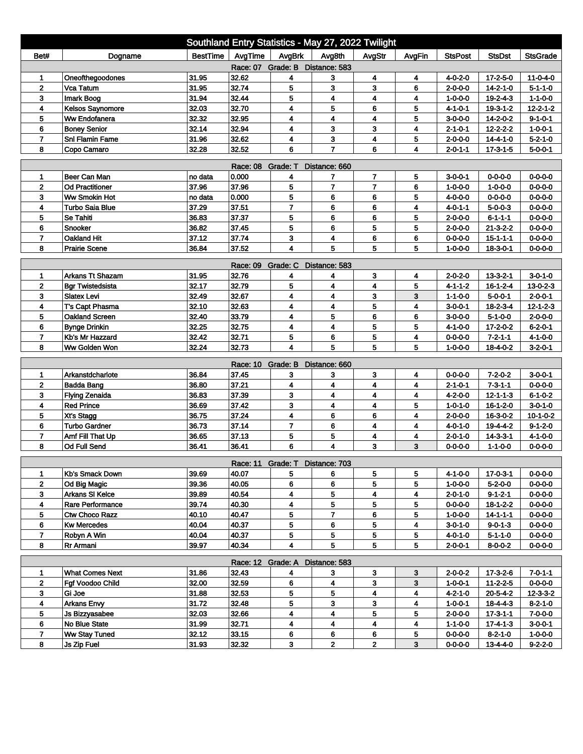# Southland Entry Statistics - May 27, 2022 Twilight

| Bet# | Dogname | BestTime | AvgTime | AvgBrk | Avg8th | AvgStr | AvgFin | StsPost | StsDst | StsGrade |
|---|---|---|---|---|---|---|---|---|---|---|
| Race: 07 Grade: B Distance: 583 | | | | | | | | | | |
| 1 | Oneofthegoodones | 31.95 | 32.62 | 4 | 3 | 4 | 4 | 4-0-2-0 | 17-2-5-0 | 11-0-4-0 |
| 2 | Vca Tatum | 31.95 | 32.74 | 5 | 3 | 3 | 6 | 2-0-0-0 | 14-2-1-0 | 5-1-1-0 |
| 3 | Imark Boog | 31.94 | 32.44 | 5 | 4 | 4 | 4 | 1-0-0-0 | 19-2-4-3 | 1-1-0-0 |
| 4 | Kelsos Saynomore | 32.03 | 32.70 | 4 | 5 | 6 | 5 | 4-1-0-1 | 19-3-1-2 | 12-2-1-2 |
| 5 | Ww Endofanera | 32.32 | 32.95 | 4 | 4 | 4 | 5 | 3-0-0-0 | 14-2-0-2 | 9-1-0-1 |
| 6 | Boney Senior | 32.14 | 32.94 | 4 | 3 | 3 | 4 | 2-1-0-1 | 12-2-2-2 | 1-0-0-1 |
| 7 | Snl Flamin Fame | 31.96 | 32.62 | 4 | 3 | 4 | 5 | 2-0-0-0 | 14-4-1-0 | 5-2-1-0 |
| 8 | Copo Camaro | 32.28 | 32.52 | 6 | 7 | 6 | 4 | 2-0-1-1 | 17-3-1-5 | 5-0-0-1 |
| Race: 08 Grade: T Distance: 660 | | | | | | | | | | |
| 1 | Beer Can Man | no data | 0.000 | 4 | 7 | 7 | 5 | 3-0-0-1 | 0-0-0-0 | 0-0-0-0 |
| 2 | Od Practitioner | 37.96 | 37.96 | 5 | 7 | 7 | 6 | 1-0-0-0 | 1-0-0-0 | 0-0-0-0 |
| 3 | Ww Smokin Hot | no data | 0.000 | 5 | 6 | 6 | 5 | 4-0-0-0 | 0-0-0-0 | 0-0-0-0 |
| 4 | Turbo Saia Blue | 37.29 | 37.51 | 7 | 6 | 6 | 4 | 4-0-1-1 | 5-0-0-3 | 0-0-0-0 |
| 5 | Se Tahiti | 36.83 | 37.37 | 5 | 6 | 6 | 5 | 2-0-0-0 | 6-1-1-1 | 0-0-0-0 |
| 6 | Snooker | 36.82 | 37.45 | 5 | 6 | 5 | 5 | 2-0-0-0 | 21-3-2-2 | 0-0-0-0 |
| 7 | Oakland Hit | 37.12 | 37.74 | 3 | 4 | 6 | 6 | 0-0-0-0 | 15-1-1-1 | 0-0-0-0 |
| 8 | Prairie Scene | 36.84 | 37.52 | 4 | 5 | 5 | 5 | 1-0-0-0 | 18-3-0-1 | 0-0-0-0 |
| Race: 09 Grade: C Distance: 583 | | | | | | | | | | |
| 1 | Arkans Tt Shazam | 31.95 | 32.76 | 4 | 4 | 3 | 4 | 2-0-2-0 | 13-3-2-1 | 3-0-1-0 |
| 2 | Bgr Twistedsista | 32.17 | 32.79 | 5 | 4 | 4 | 5 | 4-1-1-2 | 16-1-2-4 | 13-0-2-3 |
| 3 | Slatex Levi | 32.49 | 32.67 | 4 | 4 | 3 | 3 | 1-1-0-0 | 5-0-0-1 | 2-0-0-1 |
| 4 | T's Capt Phasma | 32.10 | 32.63 | 4 | 4 | 5 | 4 | 3-0-0-1 | 18-2-3-4 | 12-1-2-3 |
| 5 | Oakland Screen | 32.40 | 33.79 | 4 | 5 | 6 | 6 | 3-0-0-0 | 5-1-0-0 | 2-0-0-0 |
| 6 | Bynge Drinkin | 32.25 | 32.75 | 4 | 4 | 5 | 5 | 4-1-0-0 | 17-2-0-2 | 6-2-0-1 |
| 7 | Kb's Mr Hazzard | 32.42 | 32.71 | 5 | 6 | 5 | 4 | 0-0-0-0 | 7-2-1-1 | 4-1-0-0 |
| 8 | Ww Golden Won | 32.24 | 32.73 | 4 | 5 | 5 | 5 | 1-0-0-0 | 18-4-0-2 | 3-2-0-1 |
| Race: 10 Grade: B Distance: 660 | | | | | | | | | | |
| 1 | Arkanstdcharlote | 36.84 | 37.45 | 3 | 3 | 3 | 4 | 0-0-0-0 | 7-2-0-2 | 3-0-0-1 |
| 2 | Badda Bang | 36.80 | 37.21 | 4 | 4 | 4 | 4 | 2-1-0-1 | 7-3-1-1 | 0-0-0-0 |
| 3 | Flying Zenaida | 36.83 | 37.39 | 3 | 4 | 4 | 4 | 4-2-0-0 | 12-1-1-3 | 6-1-0-2 |
| 4 | Red Prince | 36.69 | 37.42 | 3 | 4 | 4 | 5 | 1-0-1-0 | 16-1-2-0 | 3-0-1-0 |
| 5 | Xt's Stagg | 36.75 | 37.24 | 4 | 6 | 6 | 4 | 2-0-0-0 | 16-3-0-2 | 10-1-0-2 |
| 6 | Turbo Gardner | 36.73 | 37.14 | 7 | 6 | 4 | 4 | 4-0-1-0 | 19-4-4-2 | 9-1-2-0 |
| 7 | Amf Fill That Up | 36.65 | 37.13 | 5 | 5 | 4 | 4 | 2-0-1-0 | 14-3-3-1 | 4-1-0-0 |
| 8 | Od Full Send | 36.41 | 36.41 | 6 | 4 | 3 | 3 | 0-0-0-0 | 1-1-0-0 | 0-0-0-0 |
| Race: 11 Grade: T Distance: 703 | | | | | | | | | | |
| 1 | Kb's Smack Down | 39.69 | 40.07 | 5 | 6 | 5 | 5 | 4-1-0-0 | 17-0-3-1 | 0-0-0-0 |
| 2 | Od Big Magic | 39.36 | 40.05 | 6 | 6 | 5 | 5 | 1-0-0-0 | 5-2-0-0 | 0-0-0-0 |
| 3 | Arkans Sl Kelce | 39.89 | 40.54 | 4 | 5 | 4 | 4 | 2-0-1-0 | 9-1-2-1 | 0-0-0-0 |
| 4 | Rare Performance | 39.74 | 40.30 | 4 | 5 | 5 | 5 | 0-0-0-0 | 18-1-2-2 | 0-0-0-0 |
| 5 | Ctw Choco Razz | 40.10 | 40.47 | 5 | 7 | 6 | 5 | 1-0-0-0 | 14-1-1-1 | 0-0-0-0 |
| 6 | Kw Mercedes | 40.04 | 40.37 | 5 | 6 | 5 | 4 | 3-0-1-0 | 9-0-1-3 | 0-0-0-0 |
| 7 | Robyn A Win | 40.04 | 40.37 | 5 | 5 | 5 | 5 | 4-0-1-0 | 5-1-1-0 | 0-0-0-0 |
| 8 | Rr Armani | 39.97 | 40.34 | 4 | 5 | 5 | 5 | 2-0-0-1 | 8-0-0-2 | 0-0-0-0 |
| Race: 12 Grade: A Distance: 583 | | | | | | | | | | |
| 1 | What Comes Next | 31.86 | 32.43 | 4 | 3 | 3 | 3 | 2-0-0-2 | 17-3-2-6 | 7-0-1-1 |
| 2 | Fgf Voodoo Child | 32.00 | 32.59 | 6 | 4 | 3 | 3 | 1-0-0-1 | 11-2-2-5 | 0-0-0-0 |
| 3 | Gi Joe | 31.88 | 32.53 | 5 | 5 | 4 | 4 | 4-2-1-0 | 20-5-4-2 | 12-3-3-2 |
| 4 | Arkans Envy | 31.72 | 32.48 | 5 | 3 | 3 | 4 | 1-0-0-1 | 18-4-4-3 | 8-2-1-0 |
| 5 | Js Bizzyasabee | 32.03 | 32.66 | 4 | 4 | 5 | 5 | 2-0-0-0 | 17-3-1-1 | 7-0-0-0 |
| 6 | No Blue State | 31.99 | 32.71 | 4 | 4 | 4 | 4 | 1-1-0-0 | 17-4-1-3 | 3-0-0-1 |
| 7 | Ww Stay Tuned | 32.12 | 33.15 | 6 | 6 | 6 | 5 | 0-0-0-0 | 8-2-1-0 | 1-0-0-0 |
| 8 | Js Zip Fuel | 31.93 | 32.32 | 3 | 2 | 2 | 3 | 0-0-0-0 | 13-4-4-0 | 9-2-2-0 |